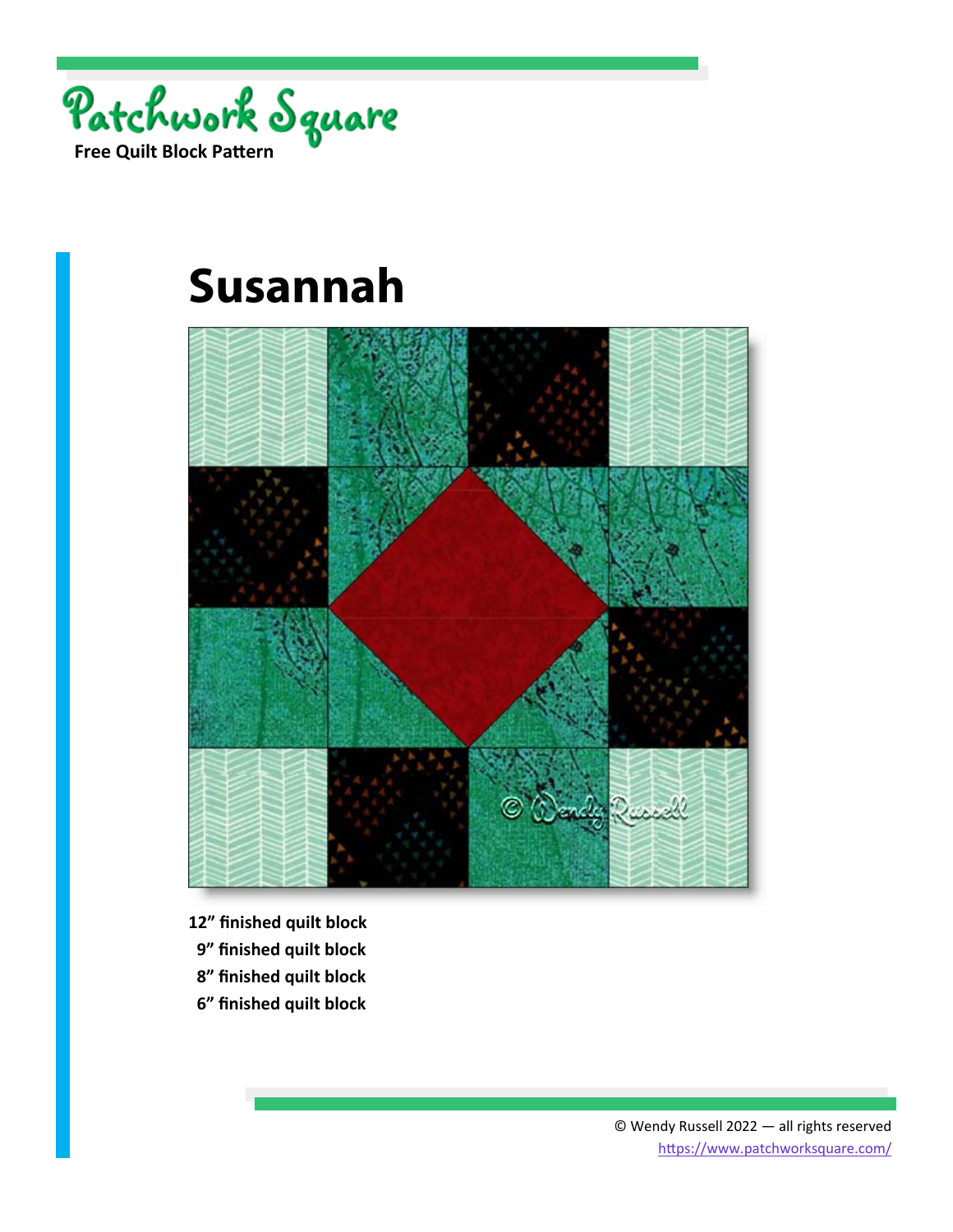Patchwork Square

**Free Quilt Block Pattern**

# Susannah

**12" finished quilt block**
**9" finished quilt block**
**8" finished quilt block**
**6" finished quilt block**

© Wendy Russell 2022 — all rights reserved
https://www.patchworksquare.com/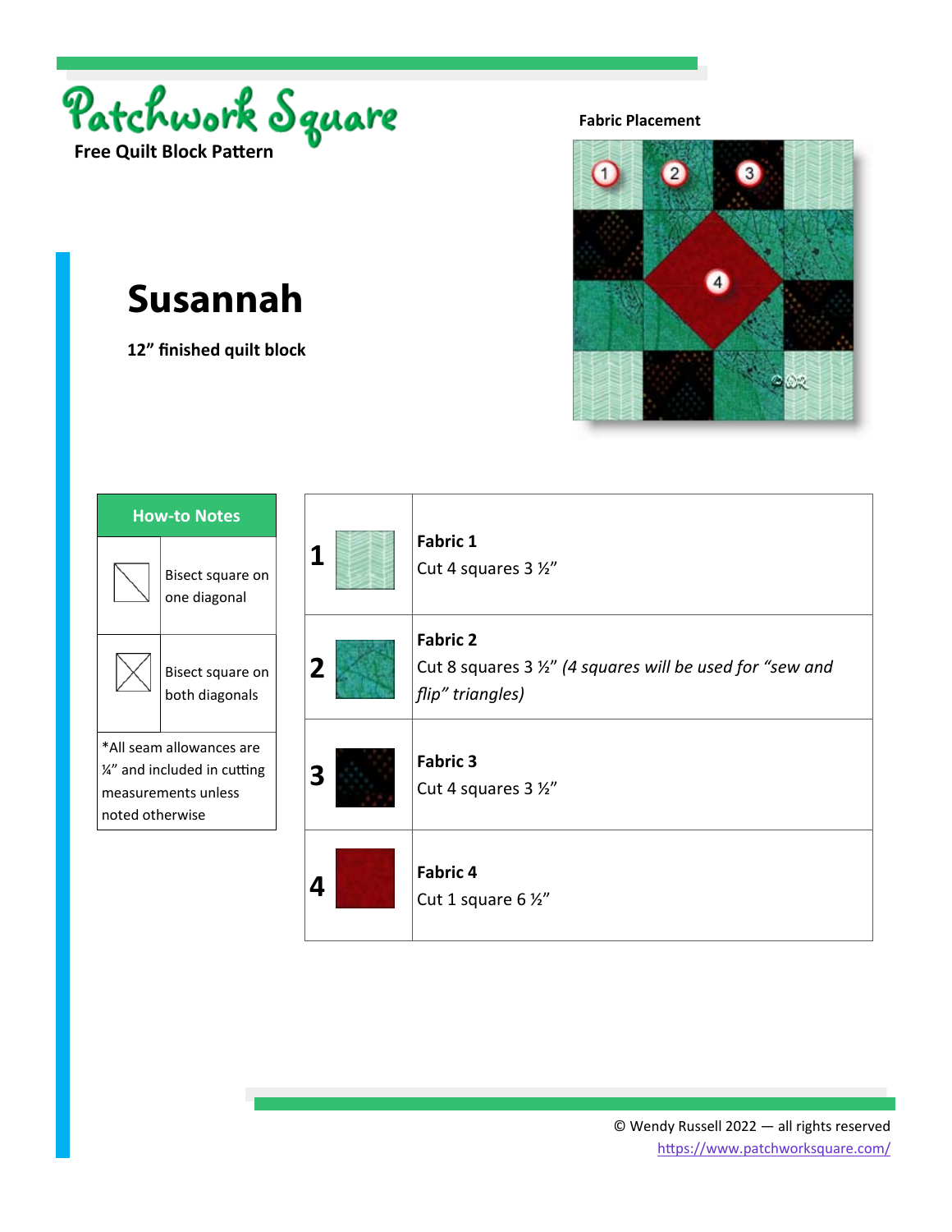Patchwork Square

Free Quilt Block Pattern

# Susannah

**12” finished quilt block**

**Fabric Placement**

| How-to Notes | |
|---|---|
| | Bisect square on one diagonal |
| | Bisect square on both diagonals |
| *All seam allowances are ¼” and included in cutting measurements unless noted otherwise | |

| | |
|---|---|
| **1** | **Fabric 1**<br>Cut 4 squares 3 ½” |
| **2** | **Fabric 2**<br>Cut 8 squares 3 ½” *(4 squares will be used for “sew and flip” triangles)* |
| **3** | **Fabric 3**<br>Cut 4 squares 3 ½” |
| **4** | **Fabric 4**<br>Cut 1 square 6 ½” |

© Wendy Russell 2022 — all rights reserved
https://www.patchworksquare.com/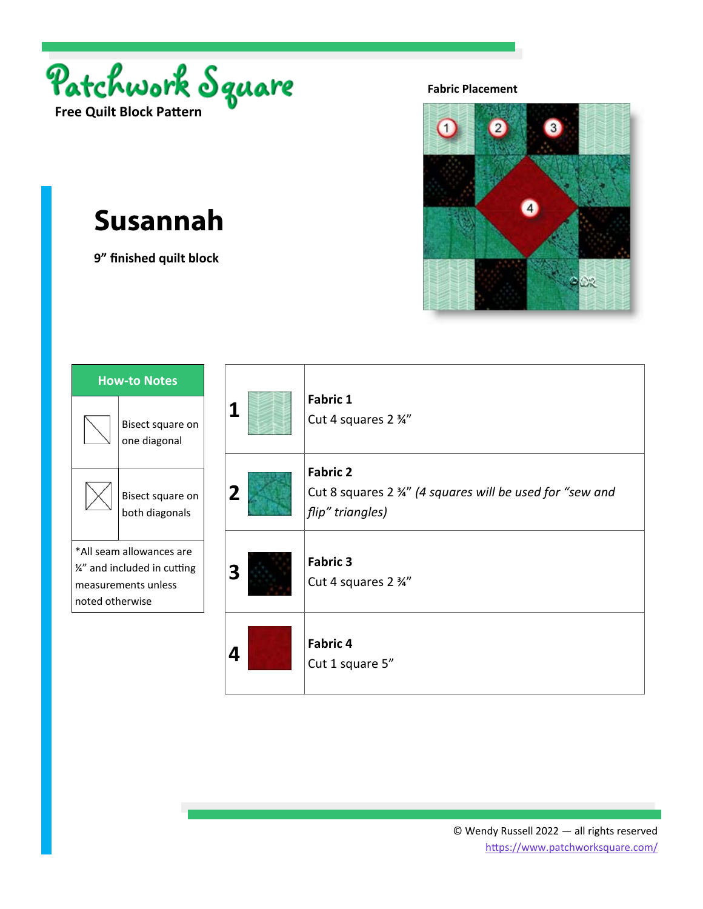Patchwork Square

**Free Quilt Block Pattern**

**Fabric Placement**

# Susannah

**9” finished quilt block**

| How-to Notes | |
|---|---|
| | Bisect square on one diagonal |
| | Bisect square on both diagonals |
| *All seam allowances are ¼” and included in cutting measurements unless noted otherwise | |

| | |
|---|---|
| **1** | **Fabric 1**<br>Cut 4 squares 2 ¾” |
| **2** | **Fabric 2**<br>Cut 8 squares 2 ¾” *(4 squares will be used for “sew and flip” triangles)* |
| **3** | **Fabric 3**<br>Cut 4 squares 2 ¾” |
| **4** | **Fabric 4**<br>Cut 1 square 5” |

© Wendy Russell 2022 — all rights reserved
https://www.patchworksquare.com/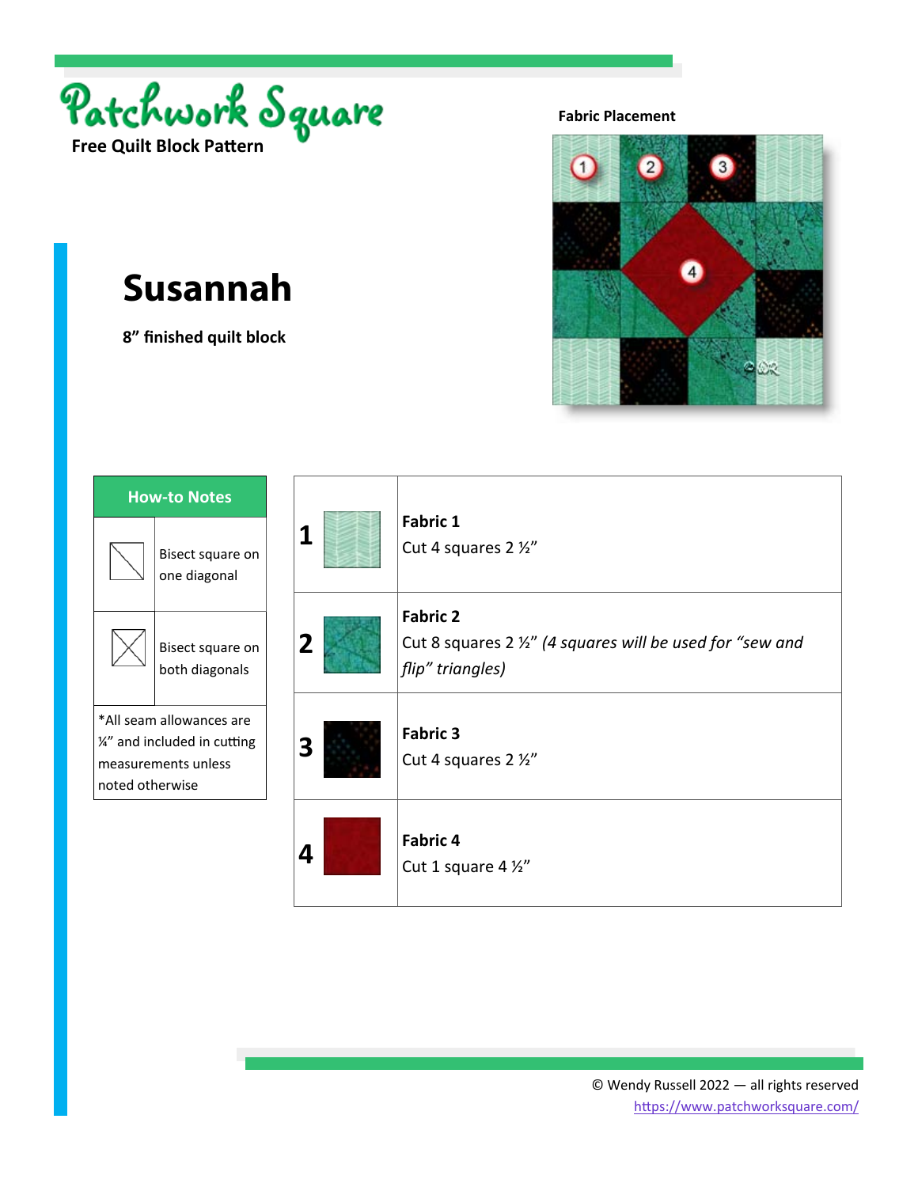Patchwork Square

Free Quilt Block Pattern

# Susannah

**8" finished quilt block**

**Fabric Placement**

| How-to Notes | |
|---|---|
| | Bisect square on one diagonal |
| | Bisect square on both diagonals |
| *All seam allowances are ¼" and included in cutting measurements unless noted otherwise | |

| | |
|---|---|
| **1** | **Fabric 1**<br>Cut 4 squares 2 ½" |
| **2** | **Fabric 2**<br>Cut 8 squares 2 ½" *(4 squares will be used for "sew and flip" triangles)* |
| **3** | **Fabric 3**<br>Cut 4 squares 2 ½" |
| **4** | **Fabric 4**<br>Cut 1 square 4 ½" |

© Wendy Russell 2022 — all rights reserved
https://www.patchworksquare.com/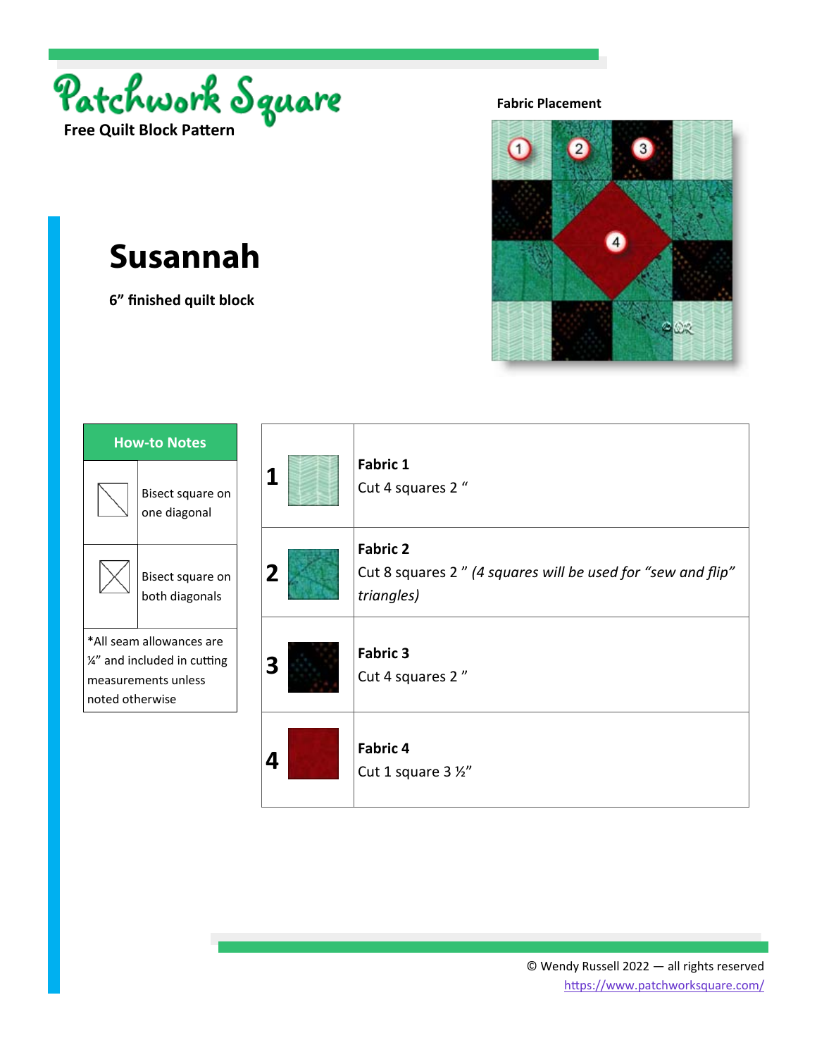# Patchwork Square

**Free Quilt Block Pattern**

**Fabric Placement**

# Susannah

**6” finished quilt block**

| How-to Notes | |
|---|---|
| | Bisect square on one diagonal |
| | Bisect square on both diagonals |
| *All seam allowances are ¼” and included in cutting measurements unless noted otherwise | |

| | |
|---|---|
| **1** | **Fabric 1**<br>Cut 4 squares 2 “ |
| **2** | **Fabric 2**<br>Cut 8 squares 2 ” *(4 squares will be used for “sew and flip” triangles)* |
| **3** | **Fabric 3**<br>Cut 4 squares 2 ” |
| **4** | **Fabric 4**<br>Cut 1 square 3 ½” |

© Wendy Russell 2022 — all rights reserved
https://www.patchworksquare.com/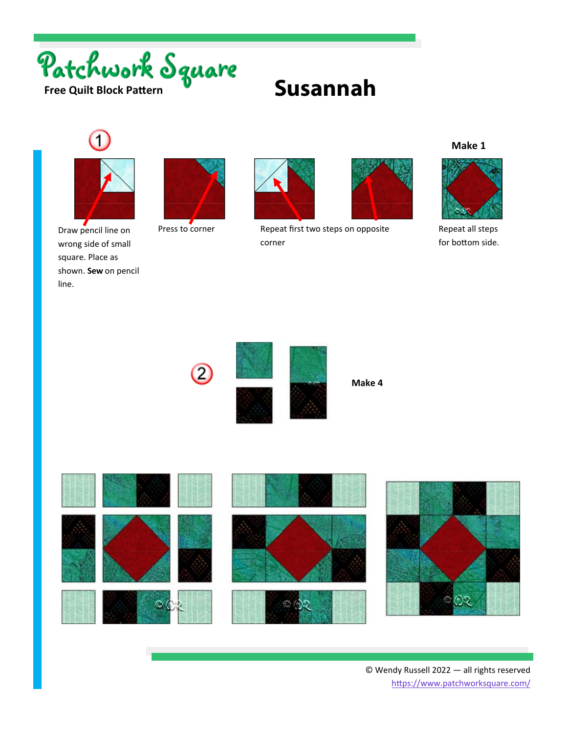Patchwork Square

**Free Quilt Block Pattern**

# Susannah

1

Draw pencil line on wrong side of small square. Place as shown. **Sew** on pencil line.

Press to corner

Repeat first two steps on opposite corner

**Make 1**

Repeat all steps for bottom side.

2

**Make 4**

© Wendy Russell 2022 — all rights reserved

https://www.patchworksquare.com/